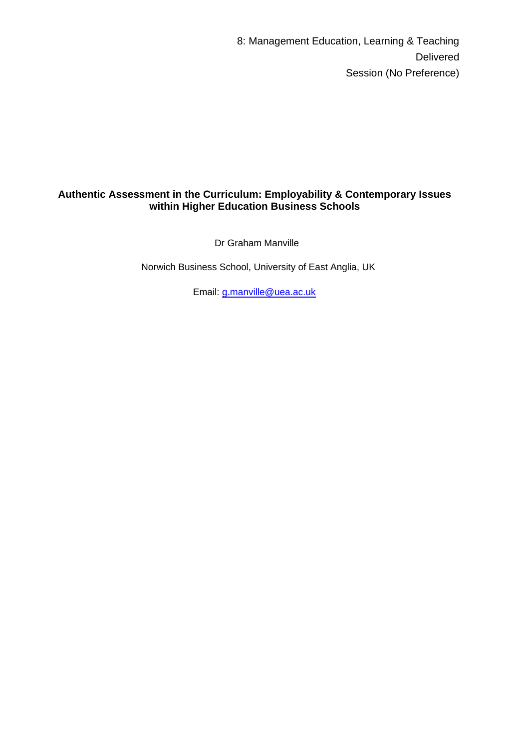8: Management Education, Learning & Teaching

Delivered

Session (No Preference)

# Authentic Assessment in the Curriculum: Employability & Contemporary Issues within Higher Education Business Schools

Dr Graham Manville

Norwich Business School, University of East Anglia, UK

Email: g.manville@uea.ac.uk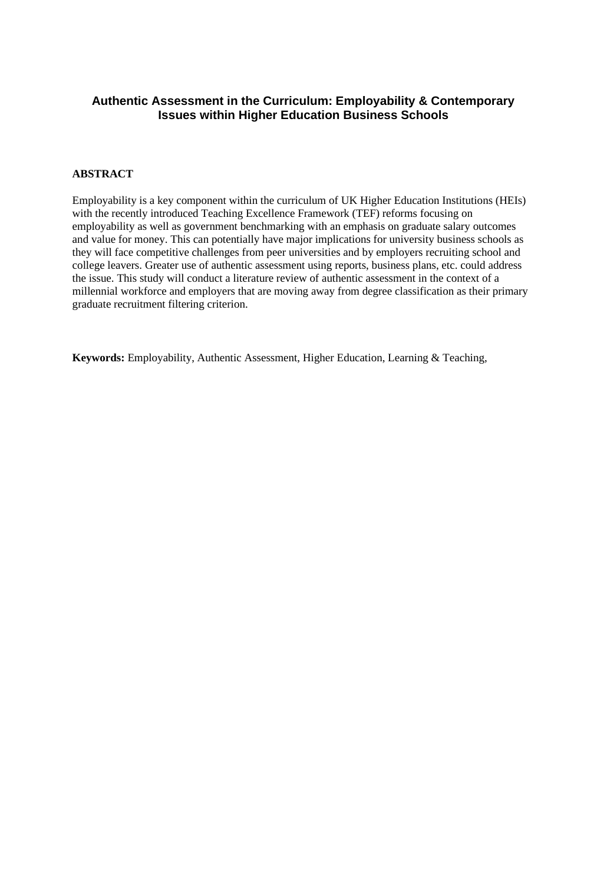# Authentic Assessment in the Curriculum: Employability & Contemporary Issues within Higher Education Business Schools

## ABSTRACT

Employability is a key component within the curriculum of UK Higher Education Institutions (HEIs) with the recently introduced Teaching Excellence Framework (TEF) reforms focusing on employability as well as government benchmarking with an emphasis on graduate salary outcomes and value for money. This can potentially have major implications for university business schools as they will face competitive challenges from peer universities and by employers recruiting school and college leavers. Greater use of authentic assessment using reports, business plans, etc. could address the issue. This study will conduct a literature review of authentic assessment in the context of a millennial workforce and employers that are moving away from degree classification as their primary graduate recruitment filtering criterion.

**Keywords:** Employability, Authentic Assessment, Higher Education, Learning & Teaching,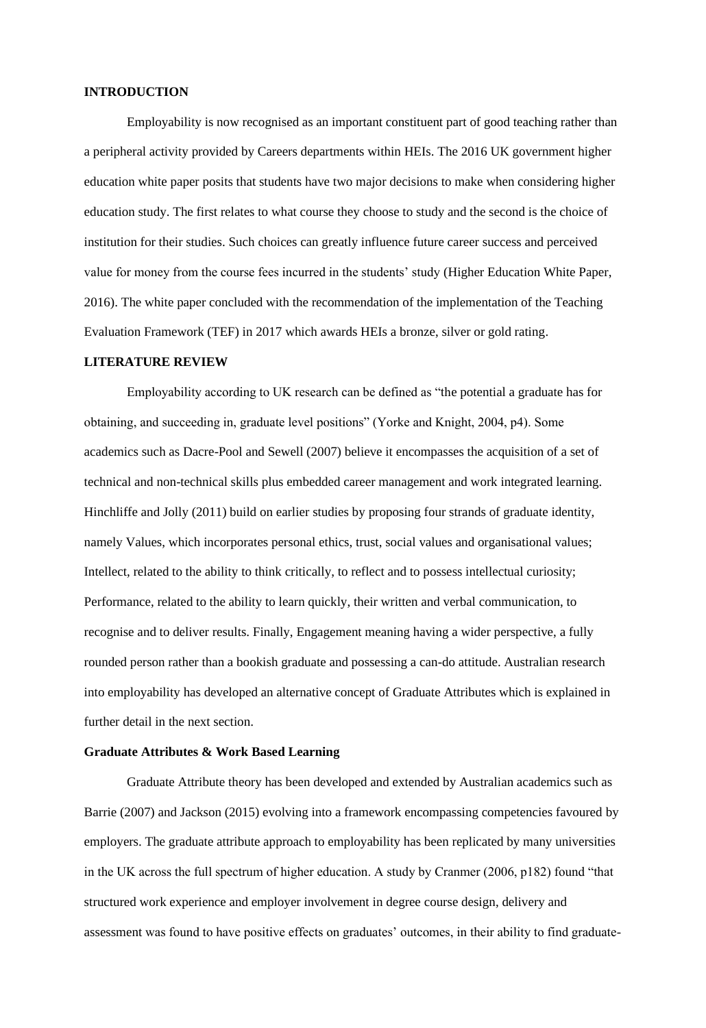## INTRODUCTION

Employability is now recognised as an important constituent part of good teaching rather than a peripheral activity provided by Careers departments within HEIs. The 2016 UK government higher education white paper posits that students have two major decisions to make when considering higher education study. The first relates to what course they choose to study and the second is the choice of institution for their studies. Such choices can greatly influence future career success and perceived value for money from the course fees incurred in the students' study (Higher Education White Paper, 2016). The white paper concluded with the recommendation of the implementation of the Teaching Evaluation Framework (TEF) in 2017 which awards HEIs a bronze, silver or gold rating.

## LITERATURE REVIEW

Employability according to UK research can be defined as "the potential a graduate has for obtaining, and succeeding in, graduate level positions" (Yorke and Knight, 2004, p4). Some academics such as Dacre-Pool and Sewell (2007) believe it encompasses the acquisition of a set of technical and non-technical skills plus embedded career management and work integrated learning. Hinchliffe and Jolly (2011) build on earlier studies by proposing four strands of graduate identity, namely Values, which incorporates personal ethics, trust, social values and organisational values; Intellect, related to the ability to think critically, to reflect and to possess intellectual curiosity; Performance, related to the ability to learn quickly, their written and verbal communication, to recognise and to deliver results. Finally, Engagement meaning having a wider perspective, a fully rounded person rather than a bookish graduate and possessing a can-do attitude. Australian research into employability has developed an alternative concept of Graduate Attributes which is explained in further detail in the next section.

### Graduate Attributes & Work Based Learning

Graduate Attribute theory has been developed and extended by Australian academics such as Barrie (2007) and Jackson (2015) evolving into a framework encompassing competencies favoured by employers. The graduate attribute approach to employability has been replicated by many universities in the UK across the full spectrum of higher education. A study by Cranmer (2006, p182) found "that structured work experience and employer involvement in degree course design, delivery and assessment was found to have positive effects on graduates' outcomes, in their ability to find graduate-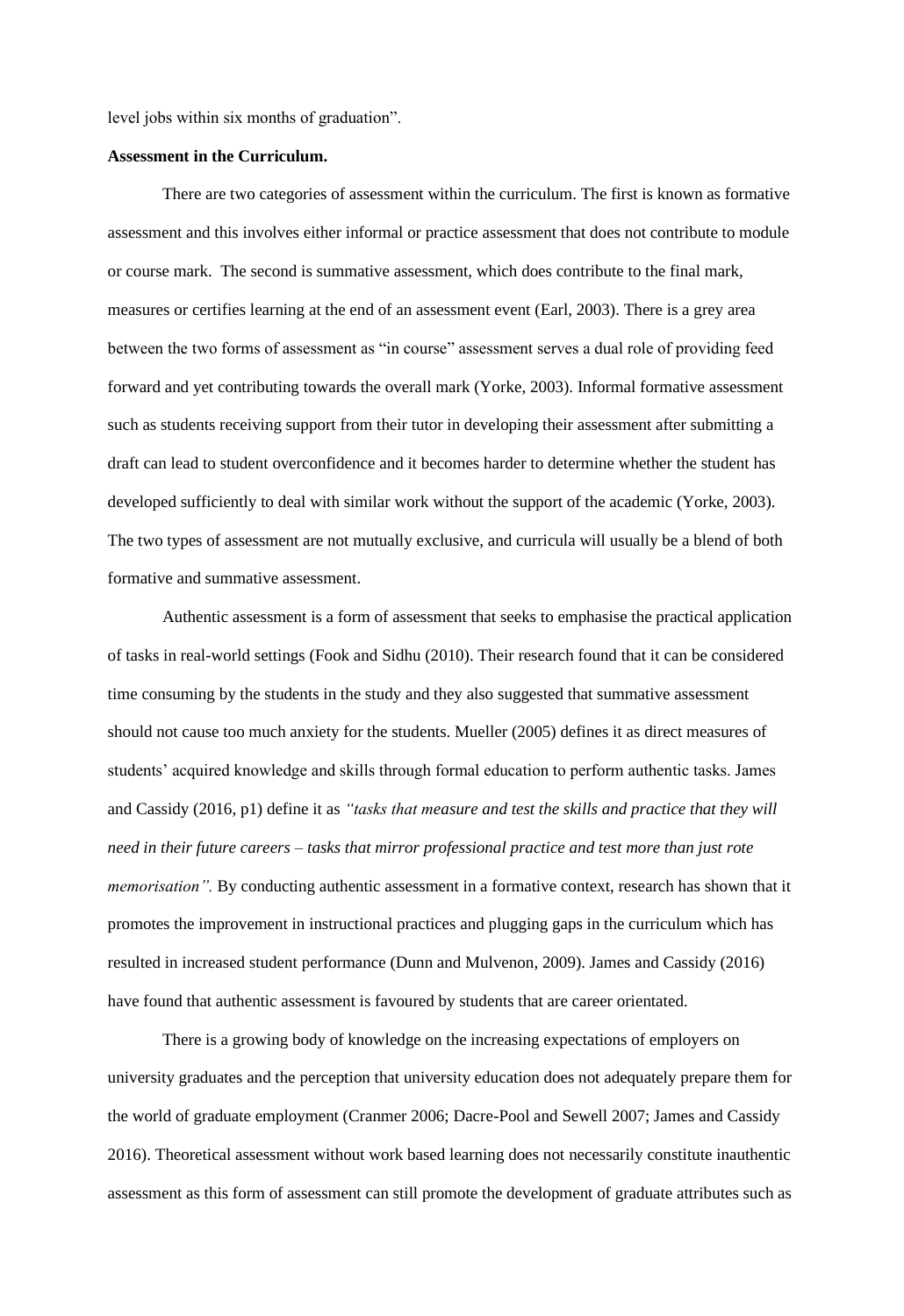level jobs within six months of graduation".

**Assessment in the Curriculum.**

There are two categories of assessment within the curriculum. The first is known as formative assessment and this involves either informal or practice assessment that does not contribute to module or course mark. The second is summative assessment, which does contribute to the final mark, measures or certifies learning at the end of an assessment event (Earl, 2003). There is a grey area between the two forms of assessment as "in course" assessment serves a dual role of providing feed forward and yet contributing towards the overall mark (Yorke, 2003). Informal formative assessment such as students receiving support from their tutor in developing their assessment after submitting a draft can lead to student overconfidence and it becomes harder to determine whether the student has developed sufficiently to deal with similar work without the support of the academic (Yorke, 2003). The two types of assessment are not mutually exclusive, and curricula will usually be a blend of both formative and summative assessment.

Authentic assessment is a form of assessment that seeks to emphasise the practical application of tasks in real-world settings (Fook and Sidhu (2010). Their research found that it can be considered time consuming by the students in the study and they also suggested that summative assessment should not cause too much anxiety for the students. Mueller (2005) defines it as direct measures of students' acquired knowledge and skills through formal education to perform authentic tasks. James and Cassidy (2016, p1) define it as *"tasks that measure and test the skills and practice that they will need in their future careers – tasks that mirror professional practice and test more than just rote memorisation".* By conducting authentic assessment in a formative context, research has shown that it promotes the improvement in instructional practices and plugging gaps in the curriculum which has resulted in increased student performance (Dunn and Mulvenon, 2009). James and Cassidy (2016) have found that authentic assessment is favoured by students that are career orientated.

There is a growing body of knowledge on the increasing expectations of employers on university graduates and the perception that university education does not adequately prepare them for the world of graduate employment (Cranmer 2006; Dacre-Pool and Sewell 2007; James and Cassidy 2016). Theoretical assessment without work based learning does not necessarily constitute inauthentic assessment as this form of assessment can still promote the development of graduate attributes such as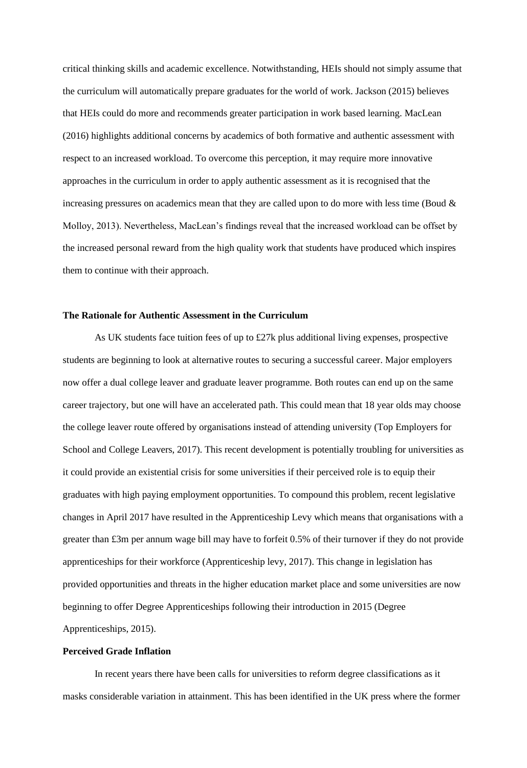critical thinking skills and academic excellence. Notwithstanding, HEIs should not simply assume that the curriculum will automatically prepare graduates for the world of work. Jackson (2015) believes that HEIs could do more and recommends greater participation in work based learning. MacLean (2016) highlights additional concerns by academics of both formative and authentic assessment with respect to an increased workload. To overcome this perception, it may require more innovative approaches in the curriculum in order to apply authentic assessment as it is recognised that the increasing pressures on academics mean that they are called upon to do more with less time (Boud & Molloy, 2013). Nevertheless, MacLean's findings reveal that the increased workload can be offset by the increased personal reward from the high quality work that students have produced which inspires them to continue with their approach.

### The Rationale for Authentic Assessment in the Curriculum

As UK students face tuition fees of up to £27k plus additional living expenses, prospective students are beginning to look at alternative routes to securing a successful career. Major employers now offer a dual college leaver and graduate leaver programme. Both routes can end up on the same career trajectory, but one will have an accelerated path. This could mean that 18 year olds may choose the college leaver route offered by organisations instead of attending university (Top Employers for School and College Leavers, 2017). This recent development is potentially troubling for universities as it could provide an existential crisis for some universities if their perceived role is to equip their graduates with high paying employment opportunities. To compound this problem, recent legislative changes in April 2017 have resulted in the Apprenticeship Levy which means that organisations with a greater than £3m per annum wage bill may have to forfeit 0.5% of their turnover if they do not provide apprenticeships for their workforce (Apprenticeship levy, 2017). This change in legislation has provided opportunities and threats in the higher education market place and some universities are now beginning to offer Degree Apprenticeships following their introduction in 2015 (Degree Apprenticeships, 2015).

### Perceived Grade Inflation

In recent years there have been calls for universities to reform degree classifications as it masks considerable variation in attainment. This has been identified in the UK press where the former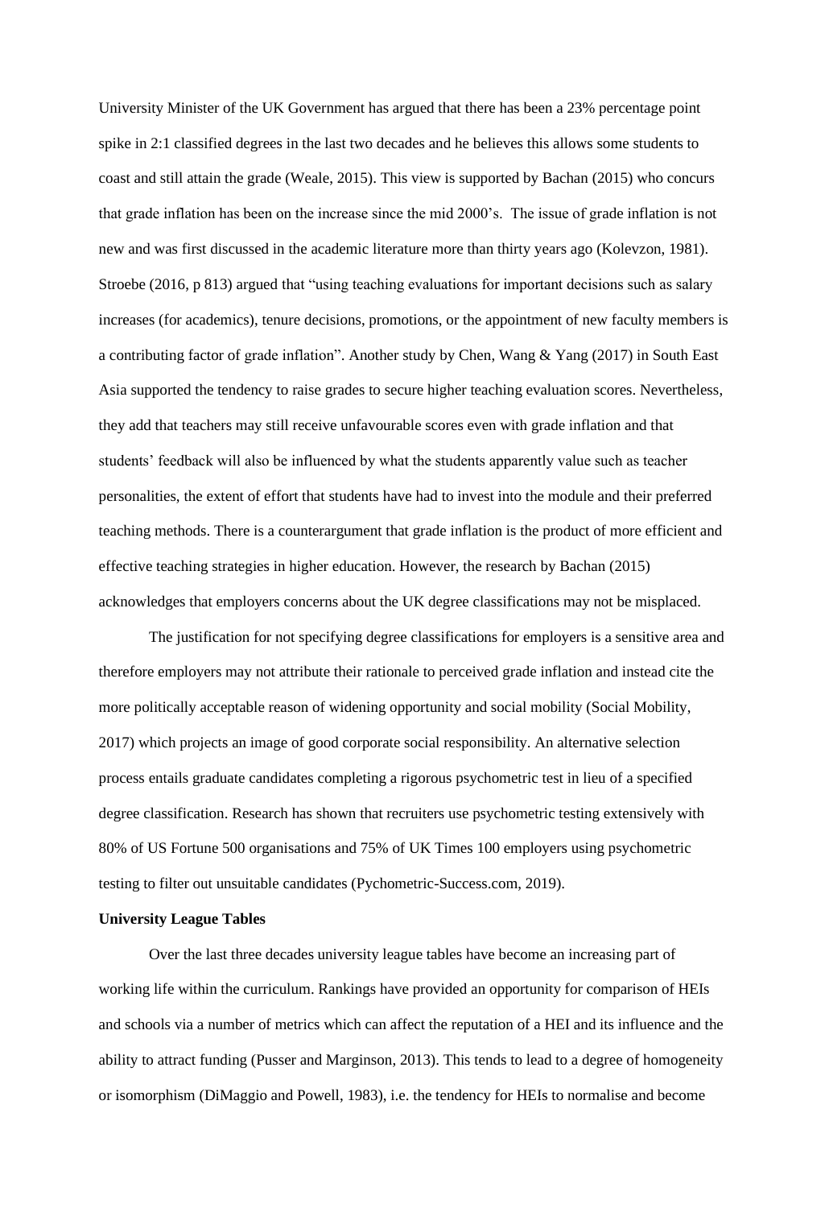University Minister of the UK Government has argued that there has been a 23% percentage point spike in 2:1 classified degrees in the last two decades and he believes this allows some students to coast and still attain the grade (Weale, 2015). This view is supported by Bachan (2015) who concurs that grade inflation has been on the increase since the mid 2000's. The issue of grade inflation is not new and was first discussed in the academic literature more than thirty years ago (Kolevzon, 1981). Stroebe (2016, p 813) argued that "using teaching evaluations for important decisions such as salary increases (for academics), tenure decisions, promotions, or the appointment of new faculty members is a contributing factor of grade inflation". Another study by Chen, Wang & Yang (2017) in South East Asia supported the tendency to raise grades to secure higher teaching evaluation scores. Nevertheless, they add that teachers may still receive unfavourable scores even with grade inflation and that students' feedback will also be influenced by what the students apparently value such as teacher personalities, the extent of effort that students have had to invest into the module and their preferred teaching methods. There is a counterargument that grade inflation is the product of more efficient and effective teaching strategies in higher education. However, the research by Bachan (2015) acknowledges that employers concerns about the UK degree classifications may not be misplaced.

The justification for not specifying degree classifications for employers is a sensitive area and therefore employers may not attribute their rationale to perceived grade inflation and instead cite the more politically acceptable reason of widening opportunity and social mobility (Social Mobility, 2017) which projects an image of good corporate social responsibility. An alternative selection process entails graduate candidates completing a rigorous psychometric test in lieu of a specified degree classification. Research has shown that recruiters use psychometric testing extensively with 80% of US Fortune 500 organisations and 75% of UK Times 100 employers using psychometric testing to filter out unsuitable candidates (Pychometric-Success.com, 2019).

**University League Tables**

Over the last three decades university league tables have become an increasing part of working life within the curriculum. Rankings have provided an opportunity for comparison of HEIs and schools via a number of metrics which can affect the reputation of a HEI and its influence and the ability to attract funding (Pusser and Marginson, 2013). This tends to lead to a degree of homogeneity or isomorphism (DiMaggio and Powell, 1983), i.e. the tendency for HEIs to normalise and become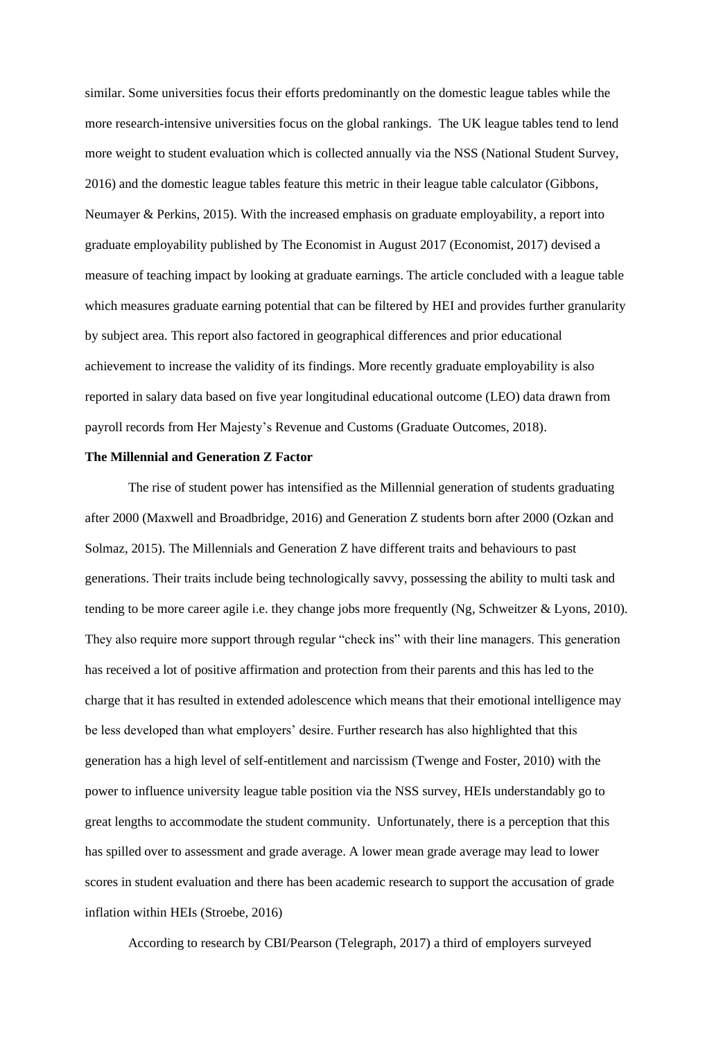similar. Some universities focus their efforts predominantly on the domestic league tables while the more research-intensive universities focus on the global rankings. The UK league tables tend to lend more weight to student evaluation which is collected annually via the NSS (National Student Survey, 2016) and the domestic league tables feature this metric in their league table calculator (Gibbons, Neumayer & Perkins, 2015). With the increased emphasis on graduate employability, a report into graduate employability published by The Economist in August 2017 (Economist, 2017) devised a measure of teaching impact by looking at graduate earnings. The article concluded with a league table which measures graduate earning potential that can be filtered by HEI and provides further granularity by subject area. This report also factored in geographical differences and prior educational achievement to increase the validity of its findings. More recently graduate employability is also reported in salary data based on five year longitudinal educational outcome (LEO) data drawn from payroll records from Her Majesty's Revenue and Customs (Graduate Outcomes, 2018).

**The Millennial and Generation Z Factor**

The rise of student power has intensified as the Millennial generation of students graduating after 2000 (Maxwell and Broadbridge, 2016) and Generation Z students born after 2000 (Ozkan and Solmaz, 2015). The Millennials and Generation Z have different traits and behaviours to past generations. Their traits include being technologically savvy, possessing the ability to multi task and tending to be more career agile i.e. they change jobs more frequently (Ng, Schweitzer & Lyons, 2010). They also require more support through regular "check ins" with their line managers. This generation has received a lot of positive affirmation and protection from their parents and this has led to the charge that it has resulted in extended adolescence which means that their emotional intelligence may be less developed than what employers' desire. Further research has also highlighted that this generation has a high level of self-entitlement and narcissism (Twenge and Foster, 2010) with the power to influence university league table position via the NSS survey, HEIs understandably go to great lengths to accommodate the student community. Unfortunately, there is a perception that this has spilled over to assessment and grade average. A lower mean grade average may lead to lower scores in student evaluation and there has been academic research to support the accusation of grade inflation within HEIs (Stroebe, 2016)

According to research by CBI/Pearson (Telegraph, 2017) a third of employers surveyed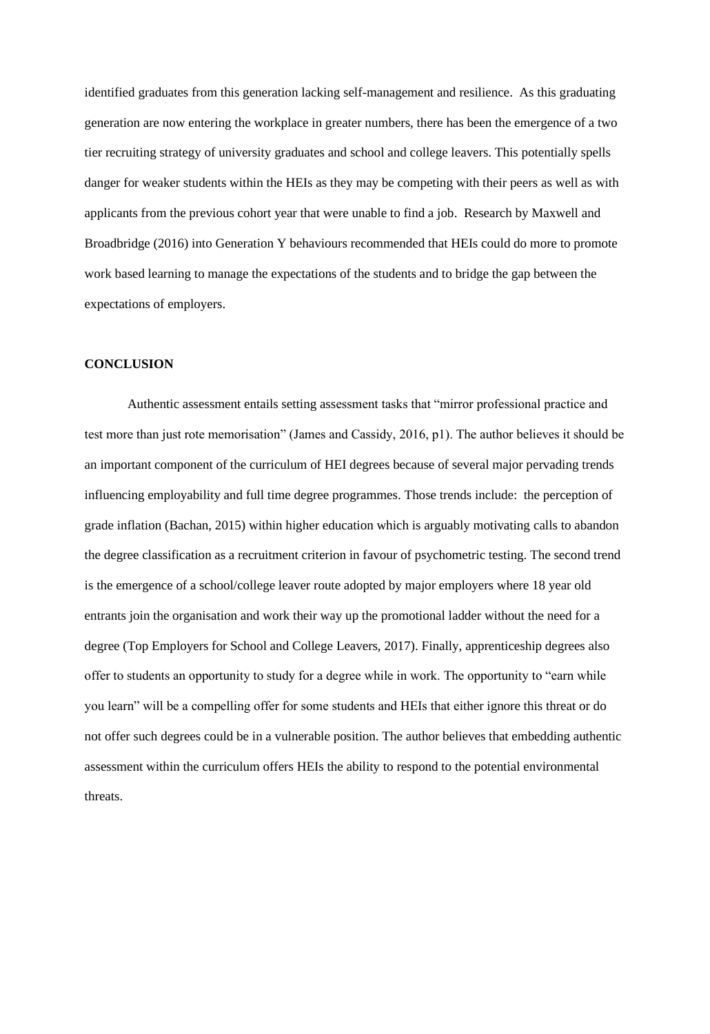identified graduates from this generation lacking self-management and resilience. As this graduating generation are now entering the workplace in greater numbers, there has been the emergence of a two tier recruiting strategy of university graduates and school and college leavers. This potentially spells danger for weaker students within the HEIs as they may be competing with their peers as well as with applicants from the previous cohort year that were unable to find a job. Research by Maxwell and Broadbridge (2016) into Generation Y behaviours recommended that HEIs could do more to promote work based learning to manage the expectations of the students and to bridge the gap between the expectations of employers.

## CONCLUSION

Authentic assessment entails setting assessment tasks that "mirror professional practice and test more than just rote memorisation" (James and Cassidy, 2016, p1). The author believes it should be an important component of the curriculum of HEI degrees because of several major pervading trends influencing employability and full time degree programmes. Those trends include: the perception of grade inflation (Bachan, 2015) within higher education which is arguably motivating calls to abandon the degree classification as a recruitment criterion in favour of psychometric testing. The second trend is the emergence of a school/college leaver route adopted by major employers where 18 year old entrants join the organisation and work their way up the promotional ladder without the need for a degree (Top Employers for School and College Leavers, 2017). Finally, apprenticeship degrees also offer to students an opportunity to study for a degree while in work. The opportunity to "earn while you learn" will be a compelling offer for some students and HEIs that either ignore this threat or do not offer such degrees could be in a vulnerable position. The author believes that embedding authentic assessment within the curriculum offers HEIs the ability to respond to the potential environmental threats.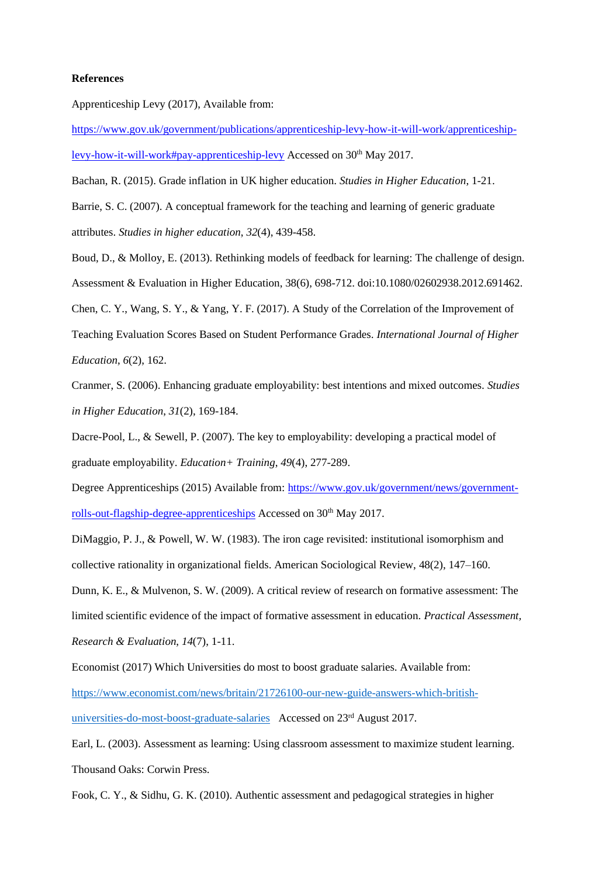**References**

Apprenticeship Levy (2017), Available from:

[https://www.gov.uk/government/publications/apprenticeship-levy-how-it-will-work/apprenticeship-levy-how-it-will-work#pay-apprenticeship-levy](https://www.gov.uk/government/publications/apprenticeship-levy-how-it-will-work/apprenticeship-levy-how-it-will-work#pay-apprenticeship-levy) Accessed on 30th May 2017.

Bachan, R. (2015). Grade inflation in UK higher education. *Studies in Higher Education*, 1-21.

Barrie, S. C. (2007). A conceptual framework for the teaching and learning of generic graduate attributes. *Studies in higher education*, *32*(4), 439-458.

Boud, D., & Molloy, E. (2013). Rethinking models of feedback for learning: The challenge of design. Assessment & Evaluation in Higher Education, 38(6), 698-712. doi:10.1080/02602938.2012.691462.

Chen, C. Y., Wang, S. Y., & Yang, Y. F. (2017). A Study of the Correlation of the Improvement of Teaching Evaluation Scores Based on Student Performance Grades. *International Journal of Higher Education*, *6*(2), 162.

Cranmer, S. (2006). Enhancing graduate employability: best intentions and mixed outcomes. *Studies in Higher Education*, *31*(2), 169-184.

Dacre-Pool, L., & Sewell, P. (2007). The key to employability: developing a practical model of graduate employability. *Education+ Training*, *49*(4), 277-289.

Degree Apprenticeships (2015) Available from: [https://www.gov.uk/government/news/government-rolls-out-flagship-degree-apprenticeships](https://www.gov.uk/government/news/government-rolls-out-flagship-degree-apprenticeships) Accessed on 30th May 2017.

DiMaggio, P. J., & Powell, W. W. (1983). The iron cage revisited: institutional isomorphism and collective rationality in organizational fields. American Sociological Review, 48(2), 147–160.

Dunn, K. E., & Mulvenon, S. W. (2009). A critical review of research on formative assessment: The limited scientific evidence of the impact of formative assessment in education. *Practical Assessment, Research & Evaluation*, *14*(7), 1-11.

Economist (2017) Which Universities do most to boost graduate salaries. Available from: [https://www.economist.com/news/britain/21726100-our-new-guide-answers-which-british-universities-do-most-boost-graduate-salaries](https://www.economist.com/news/britain/21726100-our-new-guide-answers-which-british-universities-do-most-boost-graduate-salaries) Accessed on 23rd August 2017.

Earl, L. (2003). Assessment as learning: Using classroom assessment to maximize student learning. Thousand Oaks: Corwin Press.

Fook, C. Y., & Sidhu, G. K. (2010). Authentic assessment and pedagogical strategies in higher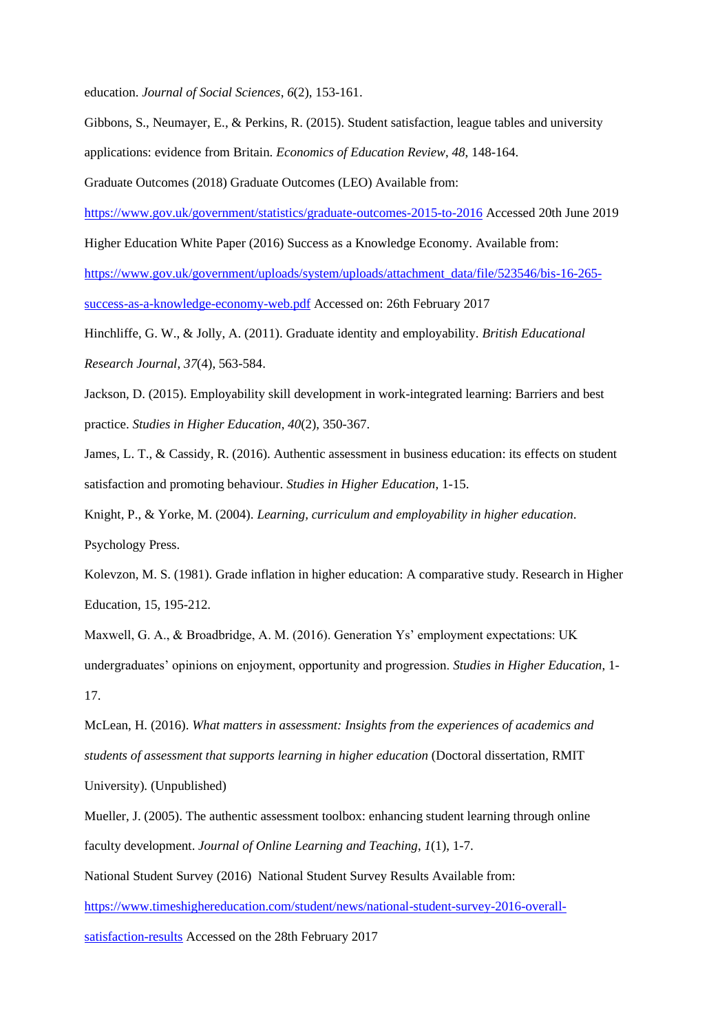education. *Journal of Social Sciences*, *6*(2), 153-161.

Gibbons, S., Neumayer, E., & Perkins, R. (2015). Student satisfaction, league tables and university applications: evidence from Britain. *Economics of Education Review*, *48*, 148-164.

Graduate Outcomes (2018) Graduate Outcomes (LEO) Available from: https://www.gov.uk/government/statistics/graduate-outcomes-2015-to-2016 Accessed 20th June 2019

Higher Education White Paper (2016) Success as a Knowledge Economy. Available from: https://www.gov.uk/government/uploads/system/uploads/attachment_data/file/523546/bis-16-265-success-as-a-knowledge-economy-web.pdf Accessed on: 26th February 2017

Hinchliffe, G. W., & Jolly, A. (2011). Graduate identity and employability. *British Educational Research Journal*, *37*(4), 563-584.

Jackson, D. (2015). Employability skill development in work-integrated learning: Barriers and best practice. *Studies in Higher Education*, *40*(2), 350-367.

James, L. T., & Cassidy, R. (2016). Authentic assessment in business education: its effects on student satisfaction and promoting behaviour. *Studies in Higher Education*, 1-15.

Knight, P., & Yorke, M. (2004). *Learning, curriculum and employability in higher education*. Psychology Press.

Kolevzon, M. S. (1981). Grade inflation in higher education: A comparative study. Research in Higher Education, 15, 195-212.

Maxwell, G. A., & Broadbridge, A. M. (2016). Generation Ys' employment expectations: UK undergraduates' opinions on enjoyment, opportunity and progression. *Studies in Higher Education*, 1-17.

McLean, H. (2016). *What matters in assessment: Insights from the experiences of academics and students of assessment that supports learning in higher education* (Doctoral dissertation, RMIT University). (Unpublished)

Mueller, J. (2005). The authentic assessment toolbox: enhancing student learning through online faculty development. *Journal of Online Learning and Teaching*, *1*(1), 1-7.

National Student Survey (2016) National Student Survey Results Available from: https://www.timeshighereducation.com/student/news/national-student-survey-2016-overall-satisfaction-results Accessed on the 28th February 2017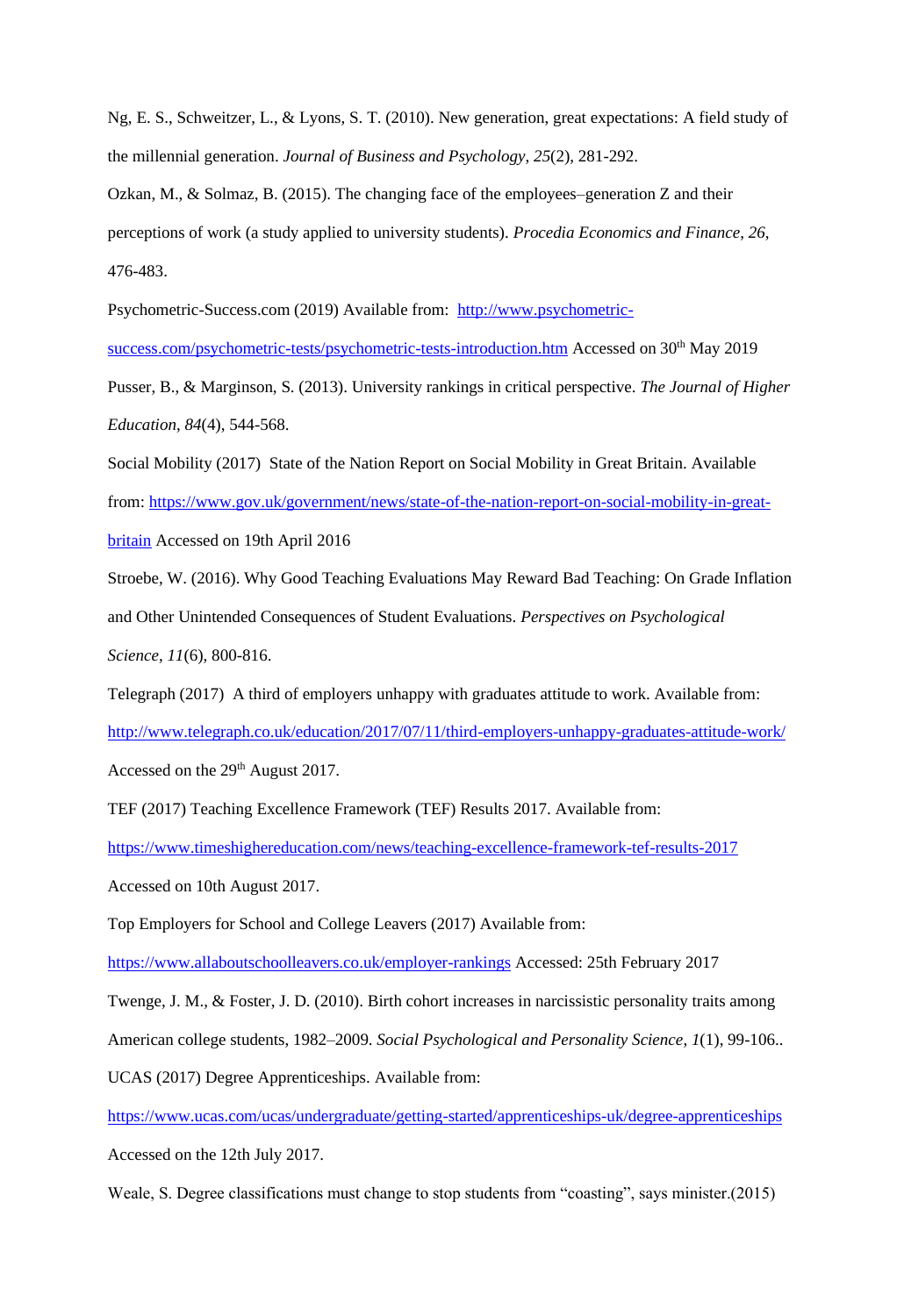Ng, E. S., Schweitzer, L., & Lyons, S. T. (2010). New generation, great expectations: A field study of the millennial generation. *Journal of Business and Psychology*, *25*(2), 281-292.

Ozkan, M., & Solmaz, B. (2015). The changing face of the employees–generation Z and their perceptions of work (a study applied to university students). *Procedia Economics and Finance*, *26*, 476-483.

Psychometric-Success.com (2019) Available from: [http://www.psychometric-success.com/psychometric-tests/psychometric-tests-introduction.htm](http://www.psychometric-success.com/psychometric-tests/psychometric-tests-introduction.htm) Accessed on 30th May 2019

Pusser, B., & Marginson, S. (2013). University rankings in critical perspective. *The Journal of Higher Education*, *84*(4), 544-568.

Social Mobility (2017) State of the Nation Report on Social Mobility in Great Britain. Available from: [https://www.gov.uk/government/news/state-of-the-nation-report-on-social-mobility-in-great-britain](https://www.gov.uk/government/news/state-of-the-nation-report-on-social-mobility-in-great-britain) Accessed on 19th April 2016

Stroebe, W. (2016). Why Good Teaching Evaluations May Reward Bad Teaching: On Grade Inflation and Other Unintended Consequences of Student Evaluations. *Perspectives on Psychological Science*, *11*(6), 800-816.

Telegraph (2017) A third of employers unhappy with graduates attitude to work. Available from: [http://www.telegraph.co.uk/education/2017/07/11/third-employers-unhappy-graduates-attitude-work/](http://www.telegraph.co.uk/education/2017/07/11/third-employers-unhappy-graduates-attitude-work/) Accessed on the 29th August 2017.

TEF (2017) Teaching Excellence Framework (TEF) Results 2017. Available from: [https://www.timeshighereducation.com/news/teaching-excellence-framework-tef-results-2017](https://www.timeshighereducation.com/news/teaching-excellence-framework-tef-results-2017) Accessed on 10th August 2017.

Top Employers for School and College Leavers (2017) Available from: [https://www.allaboutschoolleavers.co.uk/employer-rankings](https://www.allaboutschoolleavers.co.uk/employer-rankings) Accessed: 25th February 2017

Twenge, J. M., & Foster, J. D. (2010). Birth cohort increases in narcissistic personality traits among American college students, 1982–2009. *Social Psychological and Personality Science*, *1*(1), 99-106..

UCAS (2017) Degree Apprenticeships. Available from: [https://www.ucas.com/ucas/undergraduate/getting-started/apprenticeships-uk/degree-apprenticeships](https://www.ucas.com/ucas/undergraduate/getting-started/apprenticeships-uk/degree-apprenticeships) Accessed on the 12th July 2017.

Weale, S. Degree classifications must change to stop students from "coasting", says minister.(2015)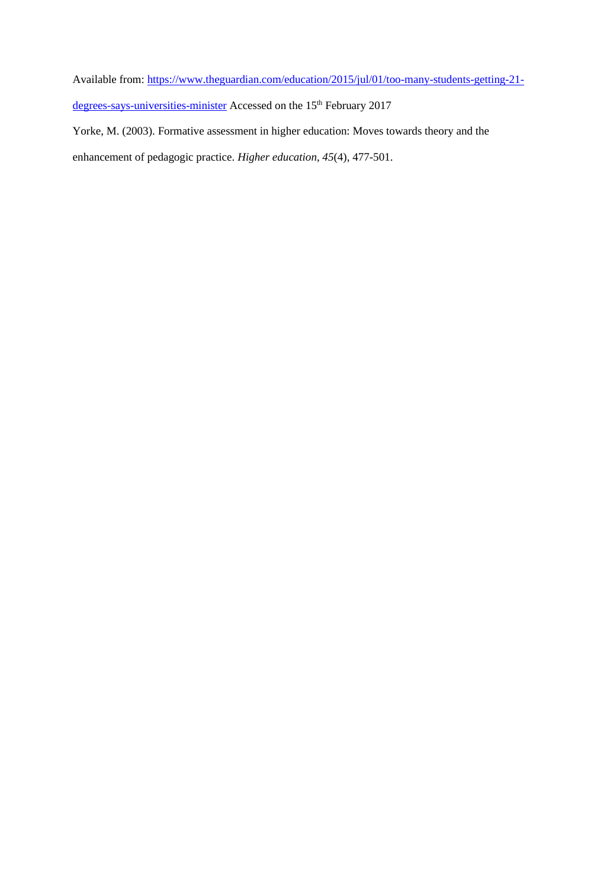Available from: [https://www.theguardian.com/education/2015/jul/01/too-many-students-getting-21-degrees-says-universities-minister](https://www.theguardian.com/education/2015/jul/01/too-many-students-getting-21-degrees-says-universities-minister) Accessed on the 15th February 2017

Yorke, M. (2003). Formative assessment in higher education: Moves towards theory and the enhancement of pedagogic practice. *Higher education*, *45*(4), 477-501.